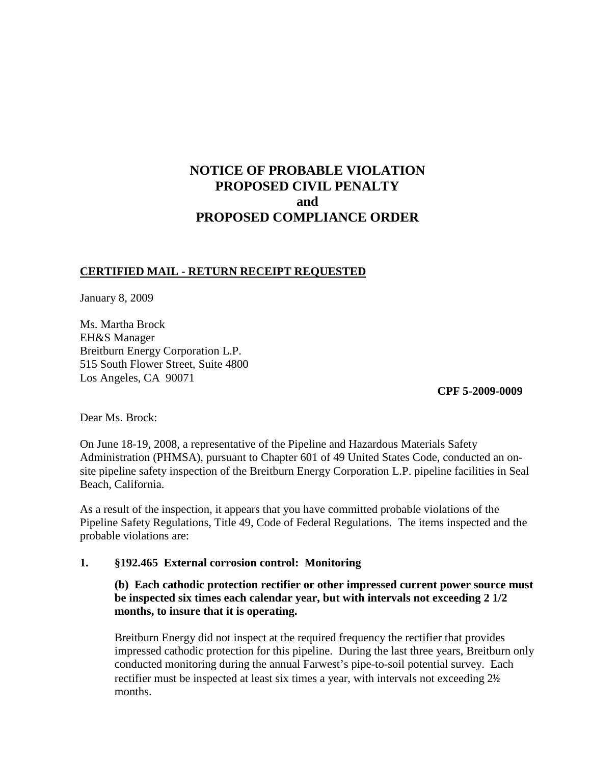# NOTICE OF PROBABLE VIOLATION
# PROPOSED CIVIL PENALTY
# and
# PROPOSED COMPLIANCE ORDER

**CERTIFIED MAIL - RETURN RECEIPT REQUESTED**

January 8, 2009

Ms. Martha Brock
EH&S Manager
Breitburn Energy Corporation L.P.
515 South Flower Street, Suite 4800
Los Angeles, CA 90071

**CPF 5-2009-0009**

Dear Ms. Brock:

On June 18-19, 2008, a representative of the Pipeline and Hazardous Materials Safety Administration (PHMSA), pursuant to Chapter 601 of 49 United States Code, conducted an on-site pipeline safety inspection of the Breitburn Energy Corporation L.P. pipeline facilities in Seal Beach, California.

As a result of the inspection, it appears that you have committed probable violations of the Pipeline Safety Regulations, Title 49, Code of Federal Regulations. The items inspected and the probable violations are:

**1. §192.465 External corrosion control: Monitoring**

**(b) Each cathodic protection rectifier or other impressed current power source must be inspected six times each calendar year, but with intervals not exceeding 2 1/2 months, to insure that it is operating.**

Breitburn Energy did not inspect at the required frequency the rectifier that provides impressed cathodic protection for this pipeline. During the last three years, Breitburn only conducted monitoring during the annual Farwest's pipe-to-soil potential survey. Each rectifier must be inspected at least six times a year, with intervals not exceeding 2½ months.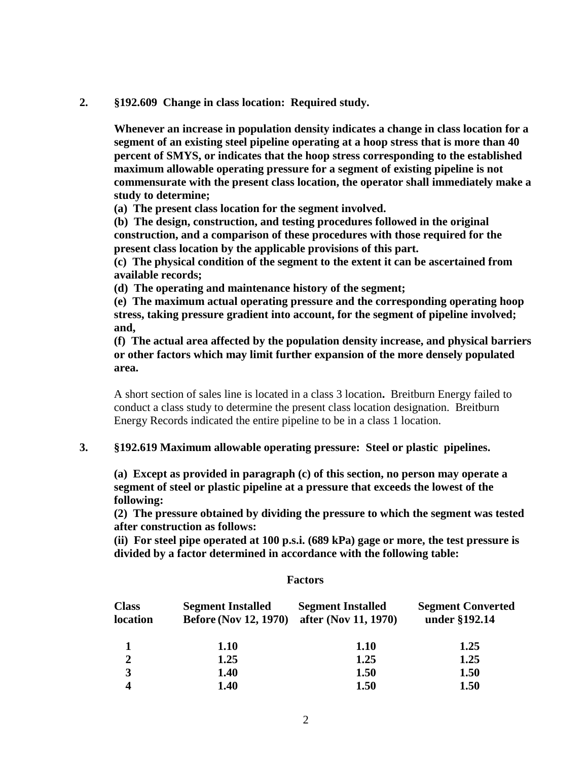**2. §192.609 Change in class location: Required study.**

**Whenever an increase in population density indicates a change in class location for a segment of an existing steel pipeline operating at a hoop stress that is more than 40 percent of SMYS, or indicates that the hoop stress corresponding to the established maximum allowable operating pressure for a segment of existing pipeline is not commensurate with the present class location, the operator shall immediately make a study to determine;**

**(a) The present class location for the segment involved.**

**(b) The design, construction, and testing procedures followed in the original construction, and a comparison of these procedures with those required for the present class location by the applicable provisions of this part.**

**(c) The physical condition of the segment to the extent it can be ascertained from available records;**

**(d) The operating and maintenance history of the segment;**

**(e) The maximum actual operating pressure and the corresponding operating hoop stress, taking pressure gradient into account, for the segment of pipeline involved; and,**

**(f) The actual area affected by the population density increase, and physical barriers or other factors which may limit further expansion of the more densely populated area.**

A short section of sales line is located in a class 3 location**.** Breitburn Energy failed to conduct a class study to determine the present class location designation. Breitburn Energy Records indicated the entire pipeline to be in a class 1 location.

**3. §192.619 Maximum allowable operating pressure: Steel or plastic pipelines.**

**(a) Except as provided in paragraph (c) of this section, no person may operate a segment of steel or plastic pipeline at a pressure that exceeds the lowest of the following:**

**(2) The pressure obtained by dividing the pressure to which the segment was tested after construction as follows:**

**(ii) For steel pipe operated at 100 p.s.i. (689 kPa) gage or more, the test pressure is divided by a factor determined in accordance with the following table:**

**Factors**

| Class location | Segment Installed Before (Nov 12, 1970) | Segment Installed after (Nov 11, 1970) | Segment Converted under §192.14 |
|---|---|---|---|
| 1 | 1.10 | 1.10 | 1.25 |
| 2 | 1.25 | 1.25 | 1.25 |
| 3 | 1.40 | 1.50 | 1.50 |
| 4 | 1.40 | 1.50 | 1.50 |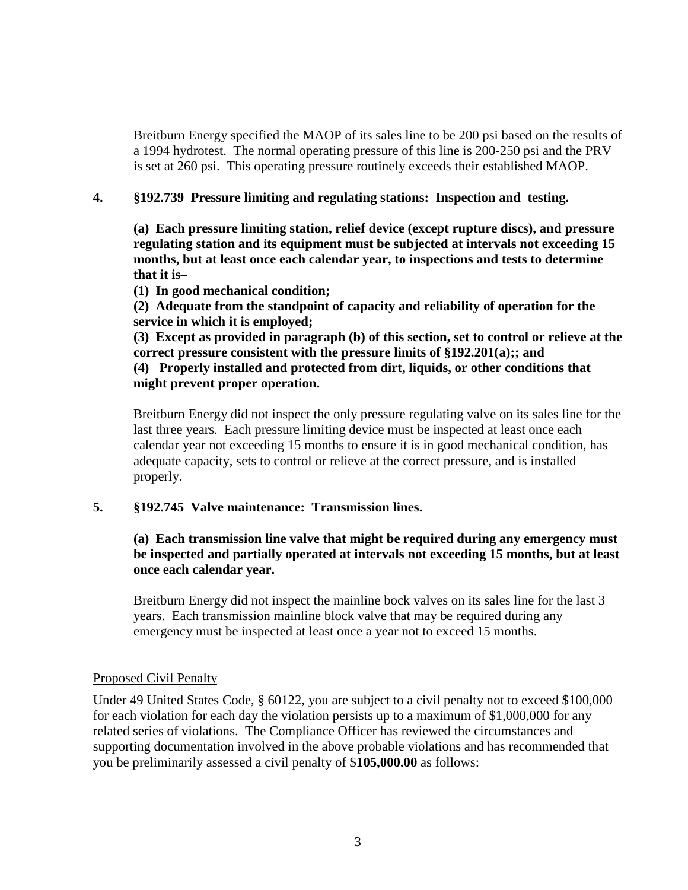Breitburn Energy specified the MAOP of its sales line to be 200 psi based on the results of a 1994 hydrotest. The normal operating pressure of this line is 200-250 psi and the PRV is set at 260 psi. This operating pressure routinely exceeds their established MAOP.

**4. §192.739 Pressure limiting and regulating stations: Inspection and testing.**

**(a) Each pressure limiting station, relief device (except rupture discs), and pressure regulating station and its equipment must be subjected at intervals not exceeding 15 months, but at least once each calendar year, to inspections and tests to determine that it is–**

**(1) In good mechanical condition;**

**(2) Adequate from the standpoint of capacity and reliability of operation for the service in which it is employed;**

**(3) Except as provided in paragraph (b) of this section, set to control or relieve at the correct pressure consistent with the pressure limits of §192.201(a);; and**

**(4) Properly installed and protected from dirt, liquids, or other conditions that might prevent proper operation.**

Breitburn Energy did not inspect the only pressure regulating valve on its sales line for the last three years. Each pressure limiting device must be inspected at least once each calendar year not exceeding 15 months to ensure it is in good mechanical condition, has adequate capacity, sets to control or relieve at the correct pressure, and is installed properly.

**5. §192.745 Valve maintenance: Transmission lines.**

**(a) Each transmission line valve that might be required during any emergency must be inspected and partially operated at intervals not exceeding 15 months, but at least once each calendar year.**

Breitburn Energy did not inspect the mainline bock valves on its sales line for the last 3 years. Each transmission mainline block valve that may be required during any emergency must be inspected at least once a year not to exceed 15 months.

Proposed Civil Penalty

Under 49 United States Code, § 60122, you are subject to a civil penalty not to exceed $100,000 for each violation for each day the violation persists up to a maximum of $1,000,000 for any related series of violations. The Compliance Officer has reviewed the circumstances and supporting documentation involved in the above probable violations and has recommended that you be preliminarily assessed a civil penalty of $**105,000.00** as follows: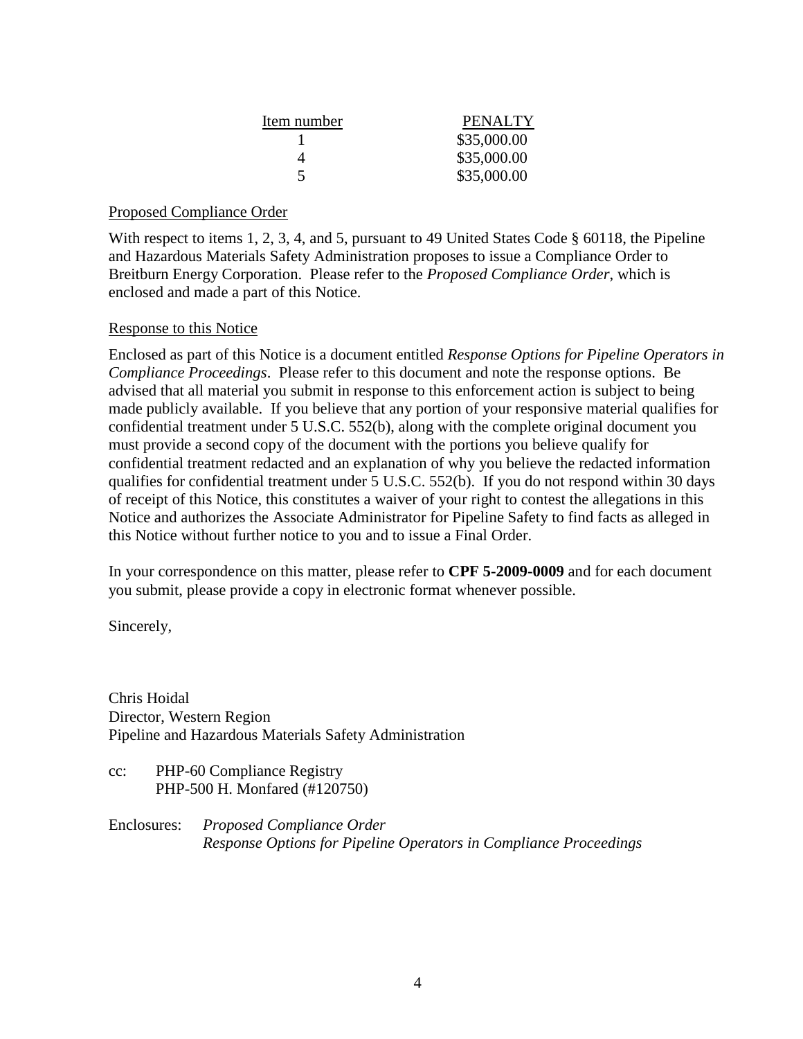| Item number | PENALTY |
|---|---|
| 1 | $35,000.00 |
| 4 | $35,000.00 |
| 5 | $35,000.00 |

Proposed Compliance Order

With respect to items 1, 2, 3, 4, and 5, pursuant to 49 United States Code § 60118, the Pipeline and Hazardous Materials Safety Administration proposes to issue a Compliance Order to Breitburn Energy Corporation. Please refer to the *Proposed Compliance Order*, which is enclosed and made a part of this Notice.

Response to this Notice

Enclosed as part of this Notice is a document entitled *Response Options for Pipeline Operators in Compliance Proceedings*. Please refer to this document and note the response options. Be advised that all material you submit in response to this enforcement action is subject to being made publicly available. If you believe that any portion of your responsive material qualifies for confidential treatment under 5 U.S.C. 552(b), along with the complete original document you must provide a second copy of the document with the portions you believe qualify for confidential treatment redacted and an explanation of why you believe the redacted information qualifies for confidential treatment under 5 U.S.C. 552(b). If you do not respond within 30 days of receipt of this Notice, this constitutes a waiver of your right to contest the allegations in this Notice and authorizes the Associate Administrator for Pipeline Safety to find facts as alleged in this Notice without further notice to you and to issue a Final Order.

In your correspondence on this matter, please refer to **CPF 5-2009-0009** and for each document you submit, please provide a copy in electronic format whenever possible.

Sincerely,

Chris Hoidal
Director, Western Region
Pipeline and Hazardous Materials Safety Administration

cc: PHP-60 Compliance Registry
PHP-500 H. Monfared (#120750)

Enclosures: *Proposed Compliance Order*
*Response Options for Pipeline Operators in Compliance Proceedings*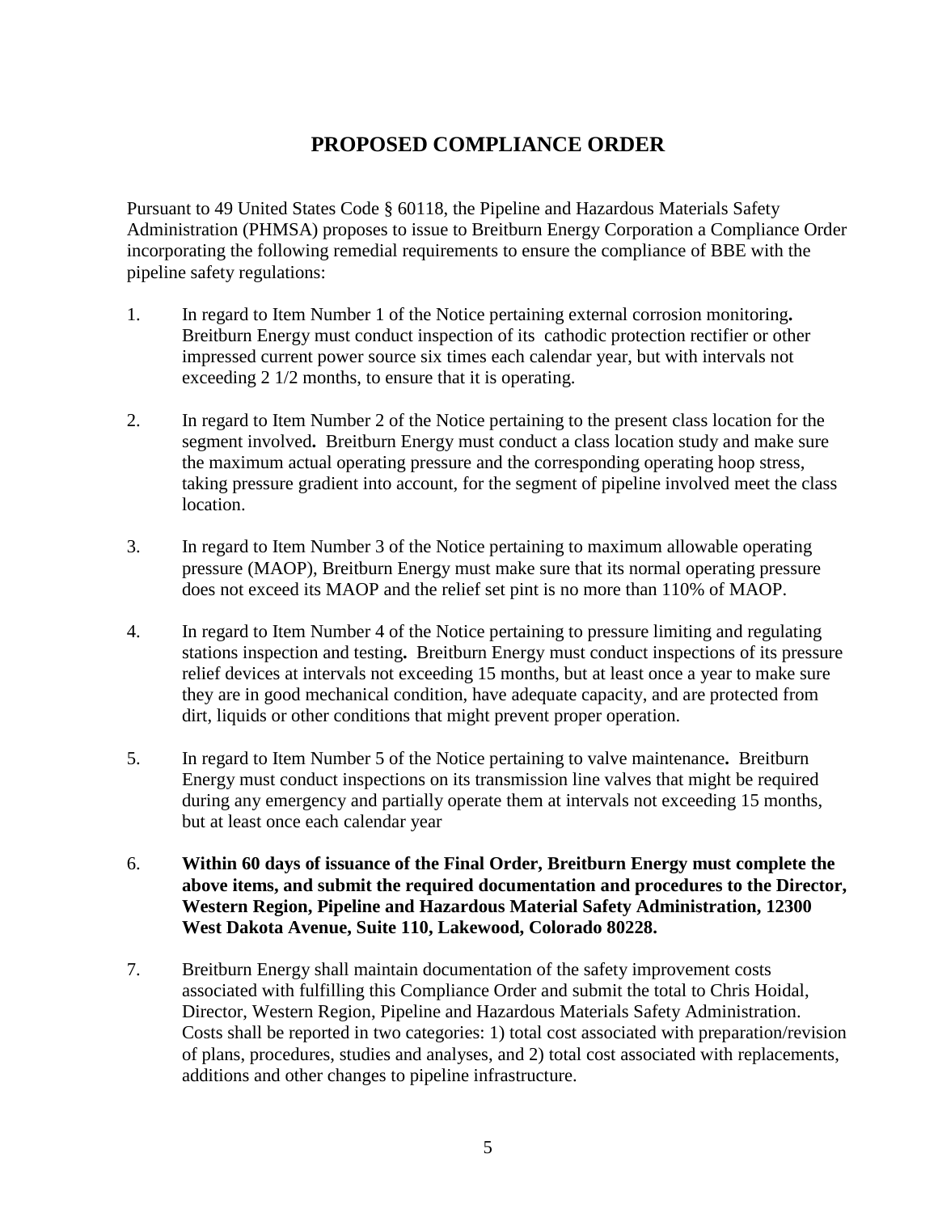# PROPOSED COMPLIANCE ORDER

Pursuant to 49 United States Code § 60118, the Pipeline and Hazardous Materials Safety Administration (PHMSA) proposes to issue to Breitburn Energy Corporation a Compliance Order incorporating the following remedial requirements to ensure the compliance of BBE with the pipeline safety regulations:

1. In regard to Item Number 1 of the Notice pertaining external corrosion monitoring**.** Breitburn Energy must conduct inspection of its cathodic protection rectifier or other impressed current power source six times each calendar year, but with intervals not exceeding 2 1/2 months, to ensure that it is operating.

2. In regard to Item Number 2 of the Notice pertaining to the present class location for the segment involved**.** Breitburn Energy must conduct a class location study and make sure the maximum actual operating pressure and the corresponding operating hoop stress, taking pressure gradient into account, for the segment of pipeline involved meet the class location.

3. In regard to Item Number 3 of the Notice pertaining to maximum allowable operating pressure (MAOP), Breitburn Energy must make sure that its normal operating pressure does not exceed its MAOP and the relief set pint is no more than 110% of MAOP.

4. In regard to Item Number 4 of the Notice pertaining to pressure limiting and regulating stations inspection and testing**.** Breitburn Energy must conduct inspections of its pressure relief devices at intervals not exceeding 15 months, but at least once a year to make sure they are in good mechanical condition, have adequate capacity, and are protected from dirt, liquids or other conditions that might prevent proper operation.

5. In regard to Item Number 5 of the Notice pertaining to valve maintenance**.** Breitburn Energy must conduct inspections on its transmission line valves that might be required during any emergency and partially operate them at intervals not exceeding 15 months, but at least once each calendar year

6. **Within 60 days of issuance of the Final Order, Breitburn Energy must complete the above items, and submit the required documentation and procedures to the Director, Western Region, Pipeline and Hazardous Material Safety Administration, 12300 West Dakota Avenue, Suite 110, Lakewood, Colorado 80228.**

7. Breitburn Energy shall maintain documentation of the safety improvement costs associated with fulfilling this Compliance Order and submit the total to Chris Hoidal, Director, Western Region, Pipeline and Hazardous Materials Safety Administration. Costs shall be reported in two categories: 1) total cost associated with preparation/revision of plans, procedures, studies and analyses, and 2) total cost associated with replacements, additions and other changes to pipeline infrastructure.